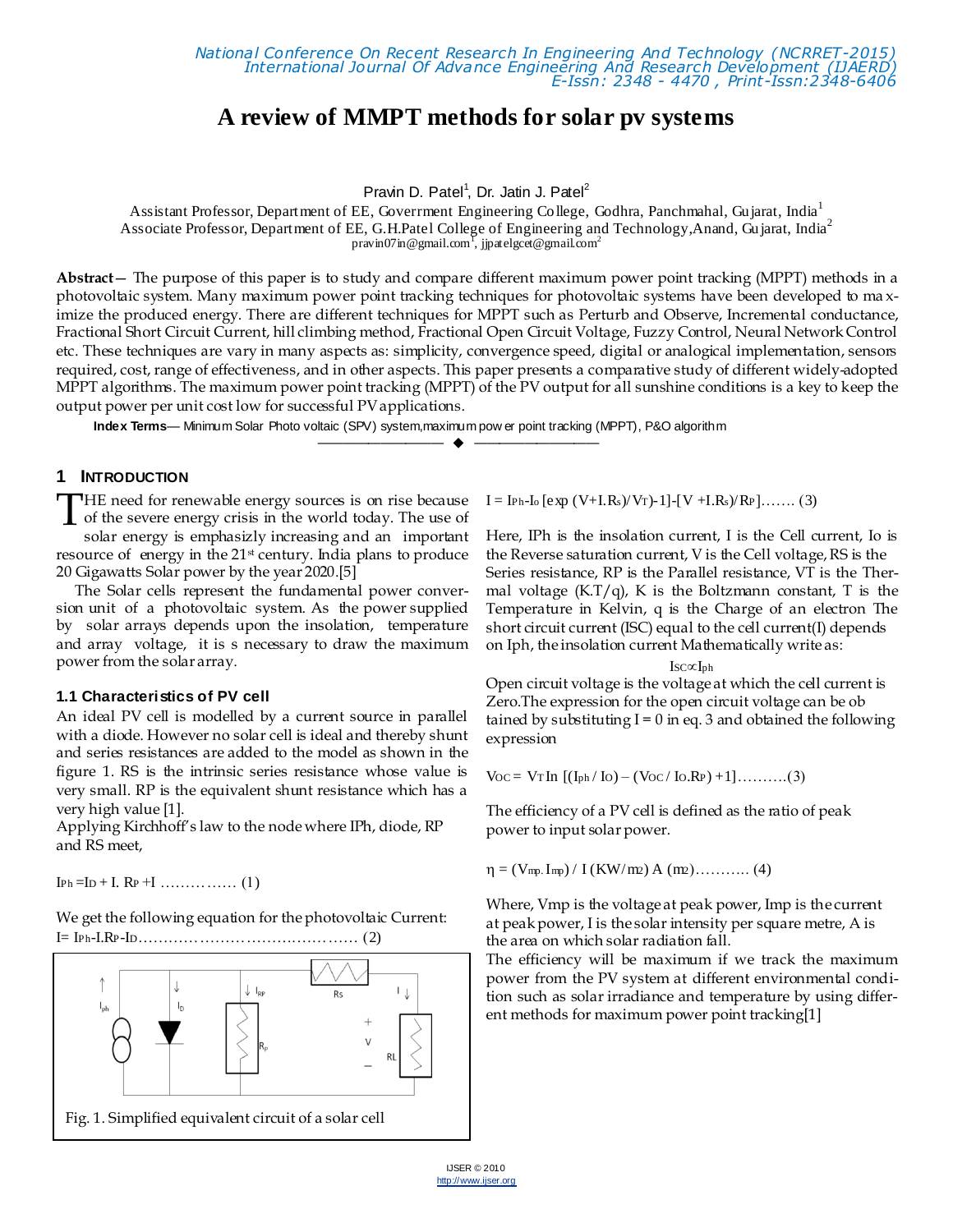# A review of MMPT methods for solar pv systems

Pravin D. Patel[1], Dr. Jatin J. Patel[2]

Assistant Professor, Department of EE, Goverrment Engineering College, Godhra, Panchmahal, Gujarat, India[1]
Associate Professor, Department of EE, G.H.Patel College of Engineering and Technology,Anand, Gujarat, India[2]
pravin07in@gmail.com[1], jjpatelgcet@gmail.com[2]

**Abstract**— The purpose of this paper is to study and compare different maximum power point tracking (MPPT) methods in a photovoltaic system. Many maximum power point tracking techniques for photovoltaic systems have been developed to maximize the produced energy. There are different techniques for MPPT such as Perturb and Observe, Incremental conductance, Fractional Short Circuit Current, hill climbing method, Fractional Open Circuit Voltage, Fuzzy Control, Neural Network Control etc. These techniques are vary in many aspects as: simplicity, convergence speed, digital or analogical implementation, sensors required, cost, range of effectiveness, and in other aspects. This paper presents a comparative study of different widely-adopted MPPT algorithms. The maximum power point tracking (MPPT) of the PV output for all sunshine conditions is a key to keep the output power per unit cost low for successful PV applications.

**Index Terms**— Minimum Solar Photo voltaic (SPV) system,maximum power point tracking (MPPT), P&O algorithm

## 1 INTRODUCTION

THE need for renewable energy sources is on rise because of the severe energy crisis in the world today. The use of solar energy is emphasizly increasing and an important resource of energy in the 21st century. India plans to produce 20 Gigawatts Solar power by the year 2020.[5]

The Solar cells represent the fundamental power conversion unit of a photovoltaic system. As the power supplied by solar arrays depends upon the insolation, temperature and array voltage, it is s necessary to draw the maximum power from the solar array.

### 1.1 Characteristics of PV cell

An ideal PV cell is modelled by a current source in parallel with a diode. However no solar cell is ideal and thereby shunt and series resistances are added to the model as shown in the figure 1. RS is the intrinsic series resistance whose value is very small. RP is the equivalent shunt resistance which has a very high value [1].

Applying Kirchhoff's law to the node where IPh, diode, RP and RS meet,

$$I_{Ph} = I_D + I.R_P + I \text{ ……………} (1)$$

We get the following equation for the photovoltaic Current:

$$I = I_{Ph} - I.R_P - I_D \text{ ……………………………………} (2)$$

Fig. 1. Simplified equivalent circuit of a solar cell

$$I = I_{Ph} - I_o [\exp (V+I.R_s)/V_T) - 1] - [V + I.R_s)/R_P] \text{……. } (3)$$

Here, IPh is the insolation current, I is the Cell current, Io is the Reverse saturation current, V is the Cell voltage, RS is the Series resistance, RP is the Parallel resistance, VT is the Thermal voltage (K.T/q), K is the Boltzmann constant, T is the Temperature in Kelvin, q is the Charge of an electron The short circuit current (ISC) equal to the cell current(I) depends on Iph, the insolation current Mathematically write as:

$$I_{SC} \propto I_{ph}$$

Open circuit voltage is the voltage at which the cell current is Zero.The expression for the open circuit voltage can be obtained by substituting I = 0 in eq. 3 and obtained the following expression

$$V_{OC} = V_T \ln [(I_{ph} / I_O) - (V_{OC} / I_O.R_P) + 1] \text{……….}(3)$$

The efficiency of a PV cell is defined as the ratio of peak power to input solar power.

$$\eta = (V_{mp}.I_{mp}) / I (KW/m2) A (m2) \text{……….. } (4)$$

Where, Vmp is the voltage at peak power, Imp is the current at peak power, I is the solar intensity per square metre, A is the area on which solar radiation fall.

The efficiency will be maximum if we track the maximum power from the PV system at different environmental condition such as solar irradiance and temperature by using different methods for maximum power point tracking[1]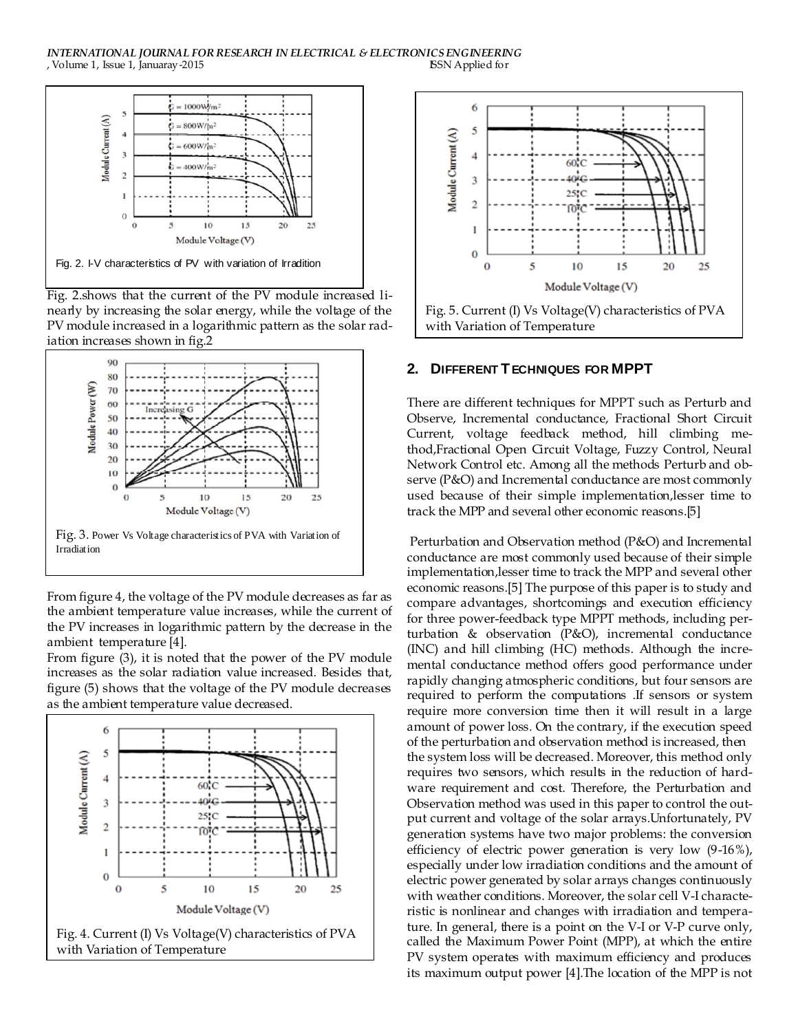Fig. 2. I-V characteristics of PV with variation of Irradition

Fig. 2.shows that the current of the PV module increased linearly by increasing the solar energy, while the voltage of the PV module increased in a logarithmic pattern as the solar radiation increases shown in fig.2

Fig. 3. Power Vs Voltage characteristics of PVA with Variation of Irradiation

From figure 4, the voltage of the PV module decreases as far as the ambient temperature value increases, while the current of the PV increases in logarithmic pattern by the decrease in the ambient temperature [4].

From figure (3), it is noted that the power of the PV module increases as the solar radiation value increased. Besides that, figure (5) shows that the voltage of the PV module decreases as the ambient temperature value decreased.

Fig. 4. Current (I) Vs Voltage(V) characteristics of PVA with Variation of Temperature

Fig. 5. Current (I) Vs Voltage(V) characteristics of PVA with Variation of Temperature

## 2. Different Techniques for MPPT

There are different techniques for MPPT such as Perturb and Observe, Incremental conductance, Fractional Short Circuit Current, voltage feedback method, hill climbing method,Fractional Open Circuit Voltage, Fuzzy Control, Neural Network Control etc. Among all the methods Perturb and observe (P&O) and Incremental conductance are most commonly used because of their simple implementation,lesser time to track the MPP and several other economic reasons.[5]

Perturbation and Observation method (P&O) and Incremental conductance are most commonly used because of their simple implementation,lesser time to track the MPP and several other economic reasons.[5] The purpose of this paper is to study and compare advantages, shortcomings and execution efficiency for three power-feedback type MPPT methods, including perturbation & observation (P&O), incremental conductance (INC) and hill climbing (HC) methods. Although the incremental conductance method offers good performance under rapidly changing atmospheric conditions, but four sensors are required to perform the computations .If sensors or system require more conversion time then it will result in a large amount of power loss. On the contrary, if the execution speed of the perturbation and observation method is increased, then the system loss will be decreased. Moreover, this method only requires two sensors, which results in the reduction of hardware requirement and cost. Therefore, the Perturbation and Observation method was used in this paper to control the output current and voltage of the solar arrays.Unfortunately, PV generation systems have two major problems: the conversion efficiency of electric power generation is very low (9-16%), especially under low irradiation conditions and the amount of electric power generated by solar arrays changes continuously with weather conditions. Moreover, the solar cell V-I characteristic is nonlinear and changes with irradiation and temperature. In general, there is a point on the V-I or V-P curve only, called the Maximum Power Point (MPP), at which the entire PV system operates with maximum efficiency and produces its maximum output power [4].The location of the MPP is not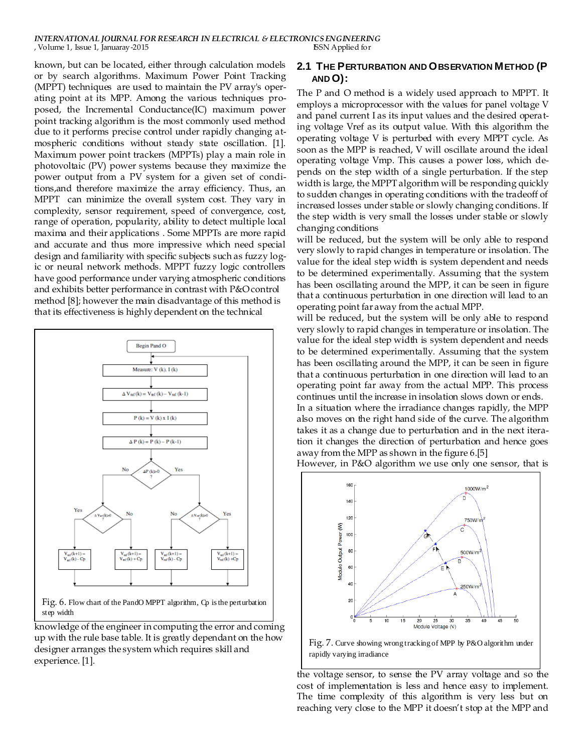known, but can be located, either through calculation models or by search algorithms. Maximum Power Point Tracking (MPPT) techniques are used to maintain the PV array's operating point at its MPP. Among the various techniques proposed, the Incremental Conductance(IC) maximum power point tracking algorithm is the most commonly used method due to it performs precise control under rapidly changing atmospheric conditions without steady state oscillation. [1]. Maximum power point trackers (MPPTs) play a main role in photovoltaic (PV) power systems because they maximize the power output from a PV system for a given set of conditions,and therefore maximize the array efficiency. Thus, an MPPT can minimize the overall system cost. They vary in complexity, sensor requirement, speed of convergence, cost, range of operation, popularity, ability to detect multiple local maxima and their applications . Some MPPTs are more rapid and accurate and thus more impressive which need special design and familiarity with specific subjects such as fuzzy logic or neural network methods. MPPT fuzzy logic controllers have good performance under varying atmospheric conditions and exhibits better performance in contrast with P&O control method [8]; however the main disadvantage of this method is that its effectiveness is highly dependent on the technical knowledge of the engineer in computing the error and coming up with the rule base table. It is greatly dependant on the how designer arranges the system which requires skill and experience. [1].

Fig. 6. Flow chart of the PandO MPPT algorithm, Cp is the perturbation step width

## 2.1 The Perturbation and Observation Method (P and O):

The P and O method is a widely used approach to MPPT. It employs a microprocessor with the values for panel voltage V and panel current I as its input values and the desired operating voltage Vref as its output value. With this algorithm the operating voltage V is perturbed with every MPPT cycle. As soon as the MPP is reached, V will oscillate around the ideal operating voltage Vmp. This causes a power loss, which depends on the step width of a single perturbation. If the step width is large, the MPPT algorithm will be responding quickly to sudden changes in operating conditions with the tradeoff of increased losses under stable or slowly changing conditions. If the step width is very small the losses under stable or slowly changing conditions
will be reduced, but the system will be only able to respond very slowly to rapid changes in temperature or insolation. The value for the ideal step width is system dependent and needs to be determined experimentally. Assuming that the system has been oscillating around the MPP, it can be seen in figure that a continuous perturbation in one direction will lead to an operating point far away from the actual MPP.
will be reduced, but the system will be only able to respond very slowly to rapid changes in temperature or insolation. The value for the ideal step width is system dependent and needs to be determined experimentally. Assuming that the system has been oscillating around the MPP, it can be seen in figure that a continuous perturbation in one direction will lead to an operating point far away from the actual MPP. This process continues until the increase in insolation slows down or ends.
In a situation where the irradiance changes rapidly, the MPP also moves on the right hand side of the curve. The algorithm takes it as a change due to perturbation and in the next iteration it changes the direction of perturbation and hence goes away from the MPP as shown in the figure 6.[5]
However, in P&O algorithm we use only one sensor, that is the voltage sensor, to sense the PV array voltage and so the cost of implementation is less and hence easy to implement. The time complexity of this algorithm is very less but on reaching very close to the MPP it doesn't stop at the MPP and

Fig. 7. Curve showing wrong tracking of MPP by P&O algorithm under rapidly varying irradiance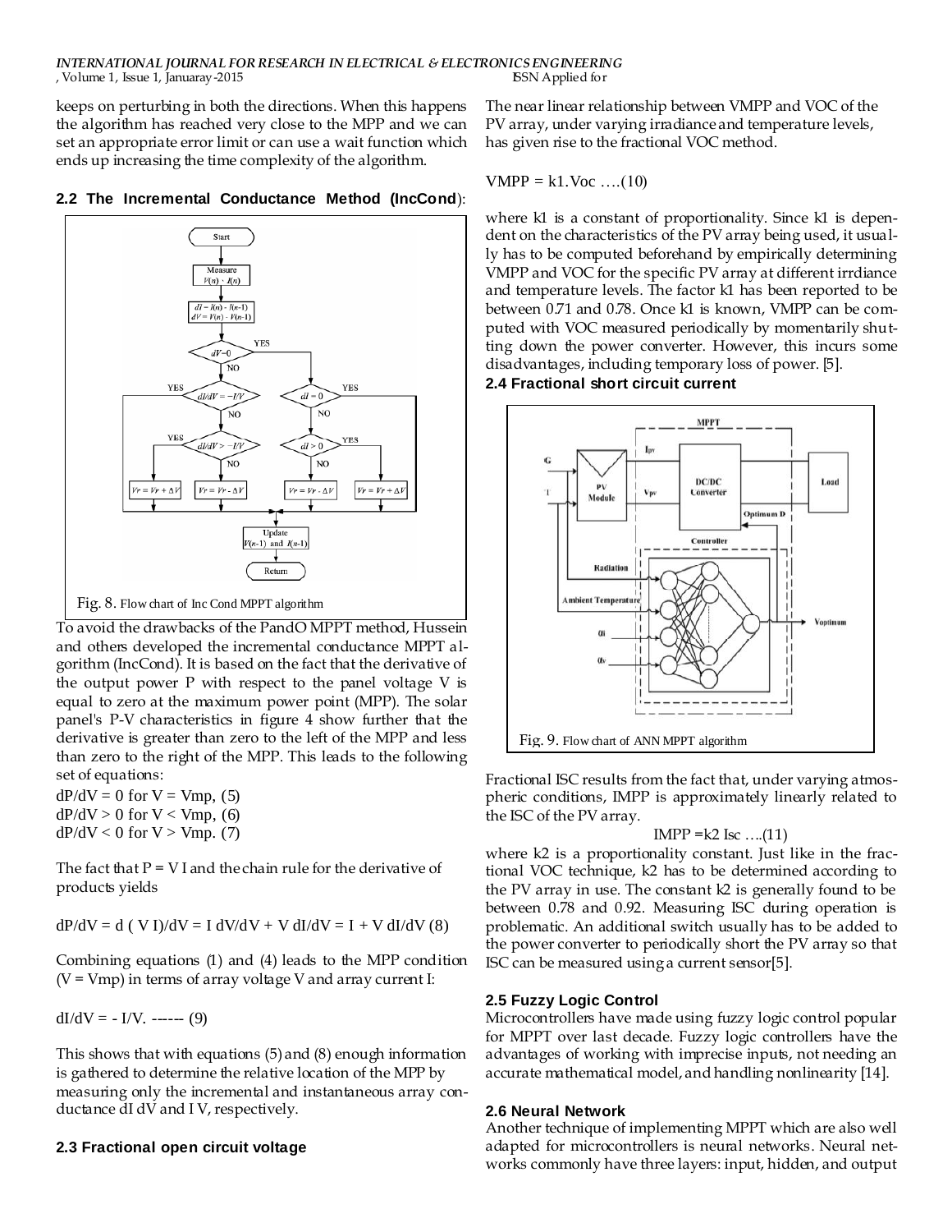keeps on perturbing in both the directions. When this happens the algorithm has reached very close to the MPP and we can set an appropriate error limit or can use a wait function which ends up increasing the time complexity of the algorithm.

### 2.2 The Incremental Conductance Method (IncCond):

Fig. 8. Flow chart of Inc Cond MPPT algorithm

To avoid the drawbacks of the PandO MPPT method, Hussein and others developed the incremental conductance MPPT algorithm (IncCond). It is based on the fact that the derivative of the output power P with respect to the panel voltage V is equal to zero at the maximum power point (MPP). The solar panel's P-V characteristics in figure 4 show further that the derivative is greater than zero to the left of the MPP and less than zero to the right of the MPP. This leads to the following set of equations:

$dP/dV = 0$ for $V = V_{mp}$, (5)
$dP/dV > 0$ for $V < V_{mp}$, (6)
$dP/dV < 0$ for $V > V_{mp}$. (7)

The fact that $P = VI$ and the chain rule for the derivative of products yields

$$dP/dV = d(VI)/dV = I\,dV/dV + V\,dI/dV = I + V\,dI/dV \quad (8)$$

Combining equations (1) and (4) leads to the MPP condition ($V = V_{mp}$) in terms of array voltage V and array current I:

$$dI/dV = -I/V. \text{ ------ } (9)$$

This shows that with equations (5) and (8) enough information is gathered to determine the relative location of the MPP by measuring only the incremental and instantaneous array conductance dI dV and I V, respectively.

### 2.3 Fractional open circuit voltage

The near linear relationship between VMPP and VOC of the PV array, under varying irradiance and temperature levels, has given rise to the fractional VOC method.

$$V_{MPP} = k_1 . V_{oc} \text{ ….}(10)$$

where k1 is a constant of proportionality. Since k1 is dependent on the characteristics of the PV array being used, it usually has to be computed beforehand by empirically determining VMPP and VOC for the specific PV array at different irrdiance and temperature levels. The factor k1 has been reported to be between 0.71 and 0.78. Once k1 is known, VMPP can be computed with VOC measured periodically by momentarily shutting down the power converter. However, this incurs some disadvantages, including temporary loss of power. [5].

### 2.4 Fractional short circuit current

Fig. 9. Flow chart of ANN MPPT algorithm

Fractional ISC results from the fact that, under varying atmospheric conditions, IMPP is approximately linearly related to the ISC of the PV array.

$$I_{MPP} = k_2 \, I_{sc} \text{ ….}(11)$$

where k2 is a proportionality constant. Just like in the fractional VOC technique, k2 has to be determined according to the PV array in use. The constant k2 is generally found to be between 0.78 and 0.92. Measuring ISC during operation is problematic. An additional switch usually has to be added to the power converter to periodically short the PV array so that ISC can be measured using a current sensor[5].

### 2.5 Fuzzy Logic Control

Microcontrollers have made using fuzzy logic control popular for MPPT over last decade. Fuzzy logic controllers have the advantages of working with imprecise inputs, not needing an accurate mathematical model, and handling nonlinearity [14].

### 2.6 Neural Network

Another technique of implementing MPPT which are also well adapted for microcontrollers is neural networks. Neural networks commonly have three layers: input, hidden, and output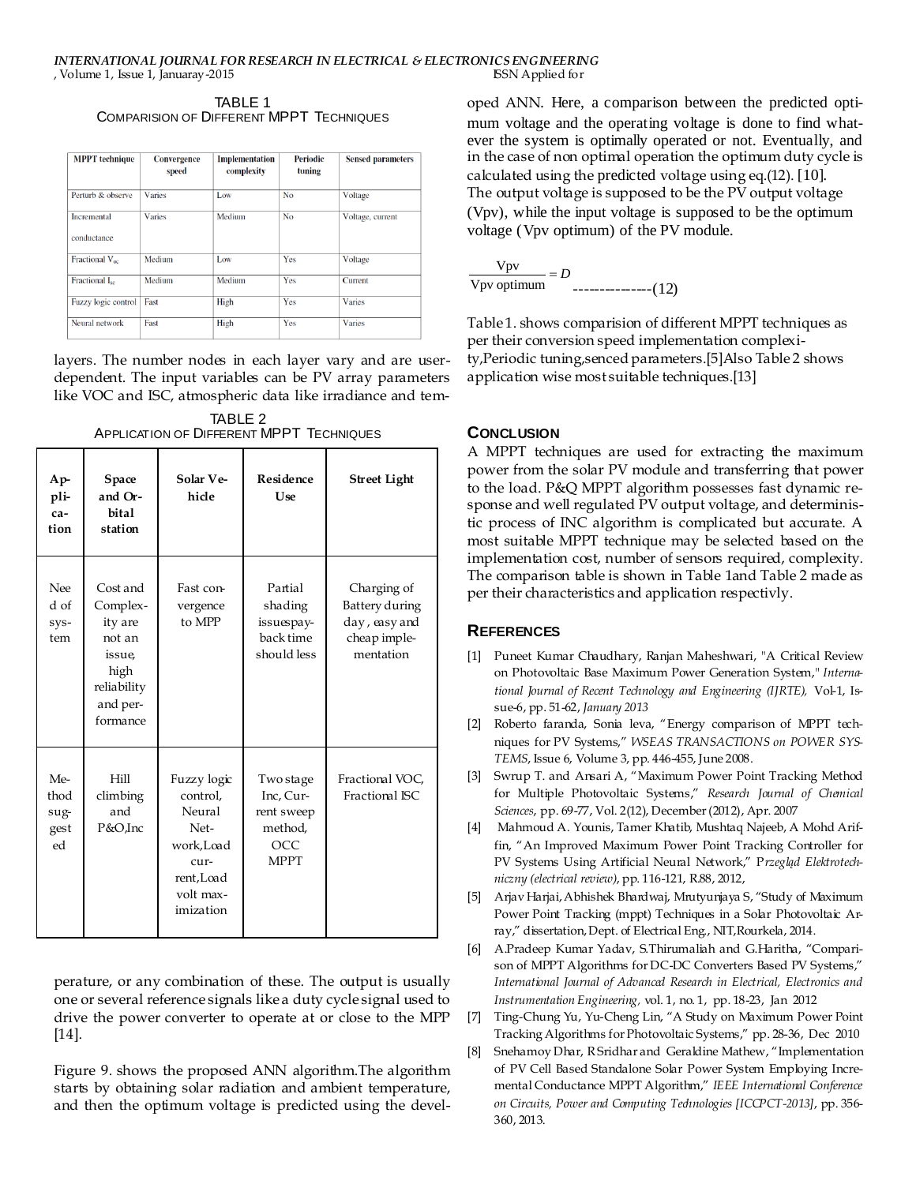TABLE 1
COMPARISION OF DIFFERENT MPPT TECHNIQUES

| MPPT technique | Convergence speed | Implementation complexity | Periodic tuning | Sensed parameters |
|---|---|---|---|---|
| Perturb & observe | Varies | Low | No | Voltage |
| Incremental conductance | Varies | Medium | No | Voltage, current |
| Fractional $V_{oc}$ | Medium | Low | Yes | Voltage |
| Fractional $I_{sc}$ | Medium | Medium | Yes | Current |
| Fuzzy logic control | Fast | High | Yes | Varies |
| Neural network | Fast | High | Yes | Varies |

layers. The number nodes in each layer vary and are user-dependent. The input variables can be PV array parameters like VOC and ISC, atmospheric data like irradiance and temperature, or any combination of these. The output is usually one or several reference signals like a duty cycle signal used to drive the power converter to operate at or close to the MPP [14].

TABLE 2
APPLICATION OF DIFFERENT MPPT TECHNIQUES

| Application | Space and Orbital station | Solar Vehicle | Residence Use | Street Light |
|---|---|---|---|---|
| Need of system | Cost and Complexity are not an issue, high reliability and performance | Fast convergence to MPP | Partial shading issuespayback time should less | Charging of Battery during day , easy and cheap implementation |
| Method suggested | Hill climbing and P&O,Inc | Fuzzy logic control, Neural Network,Load current,Load volt maximization | Two stage Inc, Current sweep method, OCC MPPT | Fractional VOC, Fractional ISC |

Figure 9. shows the proposed ANN algorithm.The algorithm starts by obtaining solar radiation and ambient temperature, and then the optimum voltage is predicted using the developed ANN. Here, a comparison between the predicted optimum voltage and the operating voltage is done to find whatever the system is optimally operated or not. Eventually, and in the case of non optimal operation the optimum duty cycle is calculated using the predicted voltage using eq.(12). [10].

The output voltage is supposed to be the PV output voltage (Vpv), while the input voltage is supposed to be the optimum voltage (Vpv optimum) of the PV module.

$$\frac{\text{Vpv}}{\text{Vpv optimum}} = D \quad \text{---------------(12)}$$

Table1. shows comparision of different MPPT techniques as per their conversion speed implementation complexity,Periodic tuning,senced parameters.[5]Also Table2 shows application wise most suitable techniques.[13]

## CONCLUSION

A MPPT techniques are used for extracting the maximum power from the solar PV module and transferring that power to the load. P&Q MPPT algorithm possesses fast dynamic response and well regulated PV output voltage, and deterministic process of INC algorithm is complicated but accurate. A most suitable MPPT technique may be selected based on the implementation cost, number of sensors required, complexity. The comparison table is shown in Table 1and Table 2 made as per their characteristics and application respectivly.

## REFERENCES

[1] Puneet Kumar Chaudhary, Ranjan Maheshwari, "A Critical Review on Photovoltaic Base Maximum Power Generation System," *International Journal of Recent Technology and Engineering (IJRTE),* Vol-1, Issue-6, pp. 51-62, *January 2013*

[2] Roberto faranda, Sonia leva, "Energy comparison of MPPT techniques for PV Systems," *WSEAS TRANSACTIONS on POWER SYSTEMS*, Issue 6, Volume 3, pp. 446-455, June 2008.

[3] Swrup T. and Ansari A, "Maximum Power Point Tracking Method for Multiple Photovoltaic Systems," *Research Journal of Chemical Sciences*, pp. 69-77, Vol. 2(12), December (2012), Apr. 2007

[4] Mahmoud A. Younis, Tamer Khatib, Mushtaq Najeeb, A Mohd Ariffin, "An Improved Maximum Power Point Tracking Controller for PV Systems Using Artificial Neural Network," P*rzegląd Elektrotechniczny (electrical review)*, pp. 116-121, R.88, 2012,

[5] Arjav Harjai, Abhishek Bhardwaj, Mrutyunjaya S, "Study of Maximum Power Point Tracking (mppt) Techniques in a Solar Photovoltaic Array," dissertation, Dept. of Electrical Eng., NIT,Rourkela, 2014.

[6] A.Pradeep Kumar Yadav, S.Thirumaliah and G.Haritha, "Comparison of MPPT Algorithms for DC-DC Converters Based PV Systems," *International Journal of Advanced Research in Electrical, Electronics and Instrumentation Engineering,* vol. 1, no. 1, pp. 18-23, Jan 2012

[7] Ting-Chung Yu, Yu-Cheng Lin, "A Study on Maximum Power Point Tracking Algorithms for Photovoltaic Systems," pp. 28-36, Dec 2010

[8] Snehamoy Dhar, R Sridhar and Geraldine Mathew, "Implementation of PV Cell Based Standalone Solar Power System Employing Incremental Conductance MPPT Algorithm," *IEEE International Conference on Circuits, Power and Computing Technologies [ICCPCT-2013]*, pp. 356-360, 2013.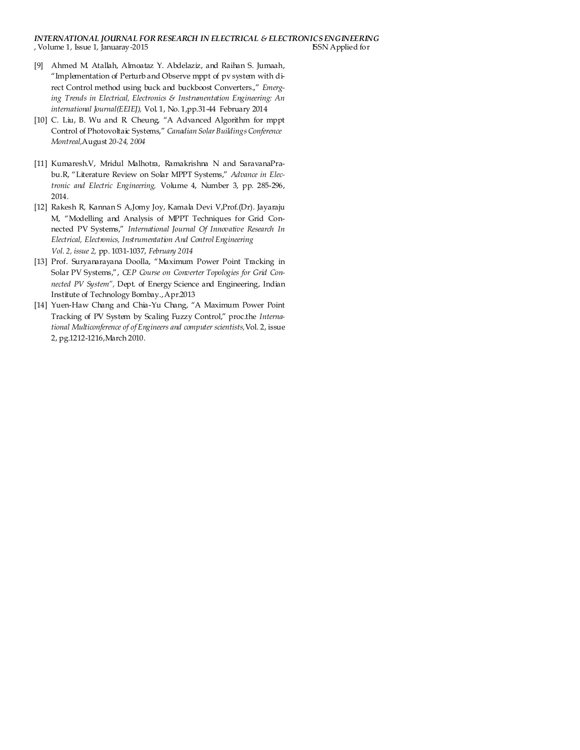[9] Ahmed M. Atallah, Almoataz Y. Abdelaziz, and Raihan S. Jumaah, "Implementation of Perturb and Observe mppt of pv system with direct Control method using buck and buckboost Converters.," *Emerging Trends in Electrical, Electronics & Instrumentation Engineering: An international Journal(EEIEJ),* Vol. 1, No. 1,pp.31-44 February 2014

[10] C. Liu, B. Wu and R. Cheung, "A Advanced Algorithm for mppt Control of Photovoltaic Systems," *Canadian Solar Buildings Conference Montreal,*August *20-24, 2004*

[11] Kumaresh.V, Mridul Malhotra, Ramakrishna N and SaravanaPrabu.R, "Literature Review on Solar MPPT Systems," *Advance in Electronic and Electric Engineering,* Volume 4, Number 3, pp. 285-296, 2014.

[12] Rakesh R, Kannan S A,Jomy Joy, Kamala Devi V,Prof.(Dr). Jayaraju M, "Modelling and Analysis of MPPT Techniques for Grid Connected PV Systems," *International Journal Of Innovative Research In Electrical, Electronics, Instrumentation And Control Engineering Vol. 2, issue 2,* pp. 1031-1037, *February 2014*

[13] Prof. Suryanarayana Doolla, "Maximum Power Point Tracking in Solar PV Systems,", *CEP Course on Converter Topologies for Grid Connected PV System",* Dept. of Energy Science and Engineering, Indian Institute of Technology Bombay.,Apr.2013

[14] Yuen-Haw Chang and Chia-Yu Chang, "A Maximum Power Point Tracking of PV System by Scaling Fuzzy Control," proc.the *International Multiconference of of Engineers and computer scientists,*Vol. 2, issue 2, pg.1212-1216,March 2010.